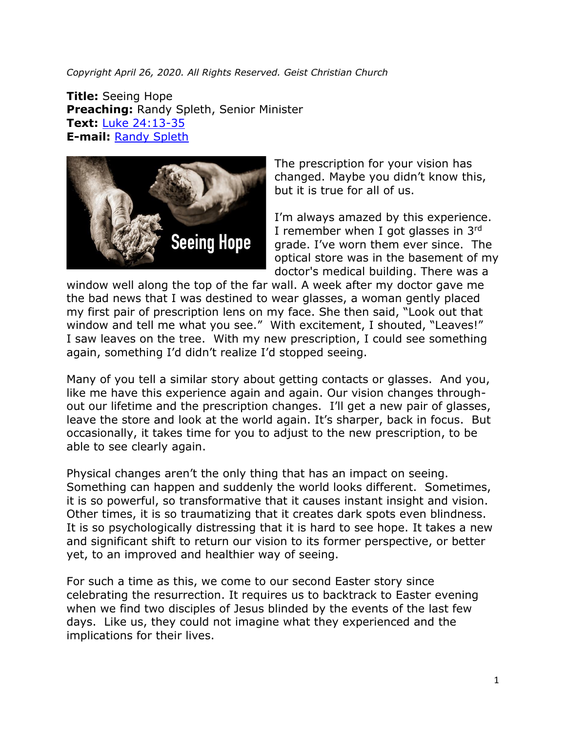*Copyright April 26, 2020. All Rights Reserved. Geist Christian Church*

**Title:** Seeing Hope
**Preaching:** Randy Spleth, Senior Minister
**Text:** Luke 24:13-35
**E-mail:** Randy Spleth

The prescription for your vision has changed. Maybe you didn't know this, but it is true for all of us.

I'm always amazed by this experience. I remember when I got glasses in 3rd grade. I've worn them ever since. The optical store was in the basement of my doctor's medical building. There was a window well along the top of the far wall. A week after my doctor gave me the bad news that I was destined to wear glasses, a woman gently placed my first pair of prescription lens on my face. She then said, "Look out that window and tell me what you see." With excitement, I shouted, "Leaves!" I saw leaves on the tree. With my new prescription, I could see something again, something I'd didn't realize I'd stopped seeing.

Many of you tell a similar story about getting contacts or glasses. And you, like me have this experience again and again. Our vision changes through-out our lifetime and the prescription changes. I'll get a new pair of glasses, leave the store and look at the world again. It's sharper, back in focus. But occasionally, it takes time for you to adjust to the new prescription, to be able to see clearly again.

Physical changes aren't the only thing that has an impact on seeing. Something can happen and suddenly the world looks different. Sometimes, it is so powerful, so transformative that it causes instant insight and vision. Other times, it is so traumatizing that it creates dark spots even blindness. It is so psychologically distressing that it is hard to see hope. It takes a new and significant shift to return our vision to its former perspective, or better yet, to an improved and healthier way of seeing.

For such a time as this, we come to our second Easter story since celebrating the resurrection. It requires us to backtrack to Easter evening when we find two disciples of Jesus blinded by the events of the last few days. Like us, they could not imagine what they experienced and the implications for their lives.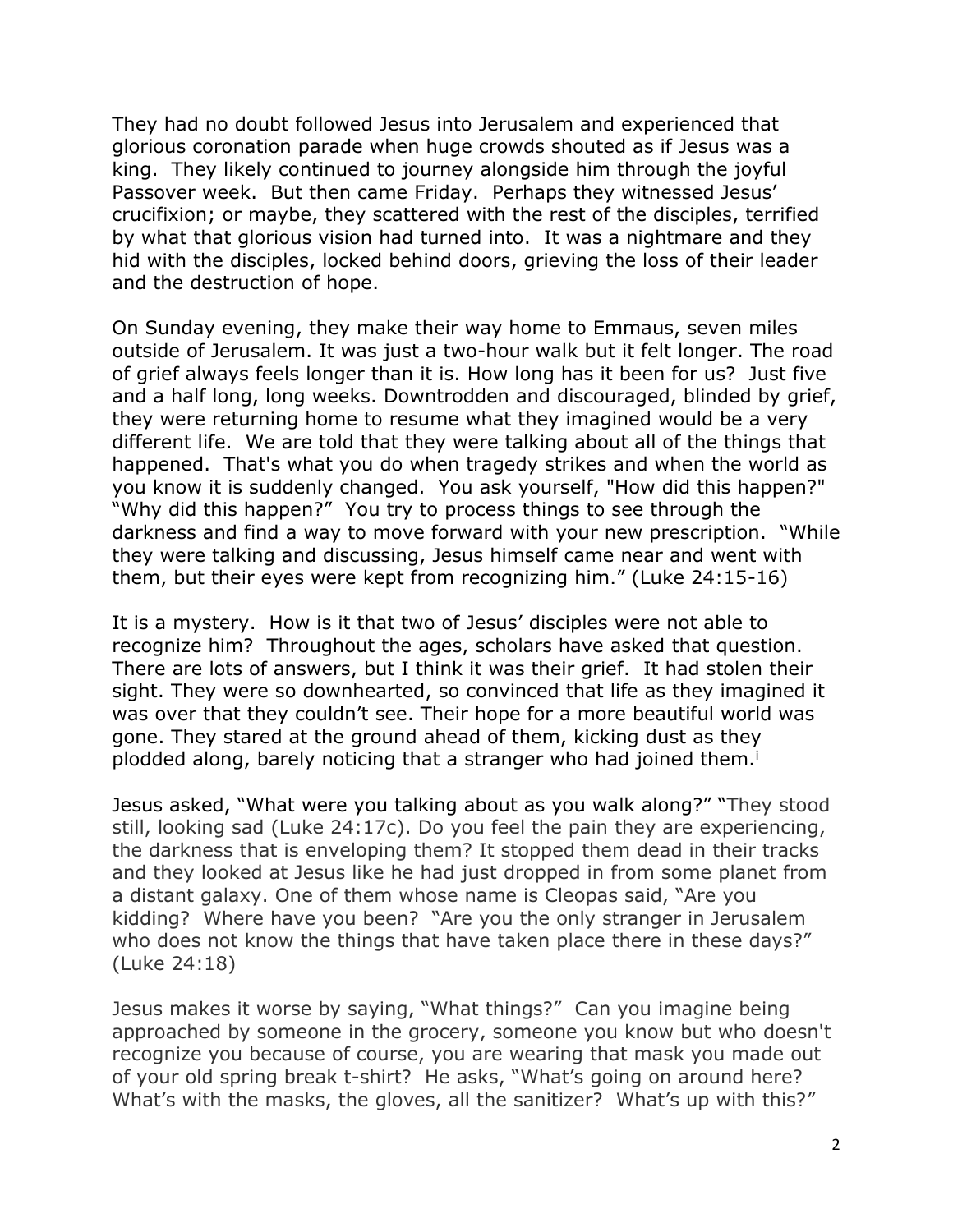They had no doubt followed Jesus into Jerusalem and experienced that glorious coronation parade when huge crowds shouted as if Jesus was a king. They likely continued to journey alongside him through the joyful Passover week. But then came Friday. Perhaps they witnessed Jesus' crucifixion; or maybe, they scattered with the rest of the disciples, terrified by what that glorious vision had turned into. It was a nightmare and they hid with the disciples, locked behind doors, grieving the loss of their leader and the destruction of hope.

On Sunday evening, they make their way home to Emmaus, seven miles outside of Jerusalem. It was just a two-hour walk but it felt longer. The road of grief always feels longer than it is. How long has it been for us? Just five and a half long, long weeks. Downtrodden and discouraged, blinded by grief, they were returning home to resume what they imagined would be a very different life. We are told that they were talking about all of the things that happened. That's what you do when tragedy strikes and when the world as you know it is suddenly changed. You ask yourself, "How did this happen?" "Why did this happen?" You try to process things to see through the darkness and find a way to move forward with your new prescription. "While they were talking and discussing, Jesus himself came near and went with them, but their eyes were kept from recognizing him." (Luke 24:15-16)

It is a mystery. How is it that two of Jesus' disciples were not able to recognize him? Throughout the ages, scholars have asked that question. There are lots of answers, but I think it was their grief. It had stolen their sight. They were so downhearted, so convinced that life as they imagined it was over that they couldn't see. Their hope for a more beautiful world was gone. They stared at the ground ahead of them, kicking dust as they plodded along, barely noticing that a stranger who had joined them.[i]

Jesus asked, "What were you talking about as you walk along?" "They stood still, looking sad (Luke 24:17c). Do you feel the pain they are experiencing, the darkness that is enveloping them? It stopped them dead in their tracks and they looked at Jesus like he had just dropped in from some planet from a distant galaxy. One of them whose name is Cleopas said, "Are you kidding? Where have you been? "Are you the only stranger in Jerusalem who does not know the things that have taken place there in these days?" (Luke 24:18)

Jesus makes it worse by saying, "What things?" Can you imagine being approached by someone in the grocery, someone you know but who doesn't recognize you because of course, you are wearing that mask you made out of your old spring break t-shirt? He asks, "What's going on around here? What's with the masks, the gloves, all the sanitizer? What's up with this?"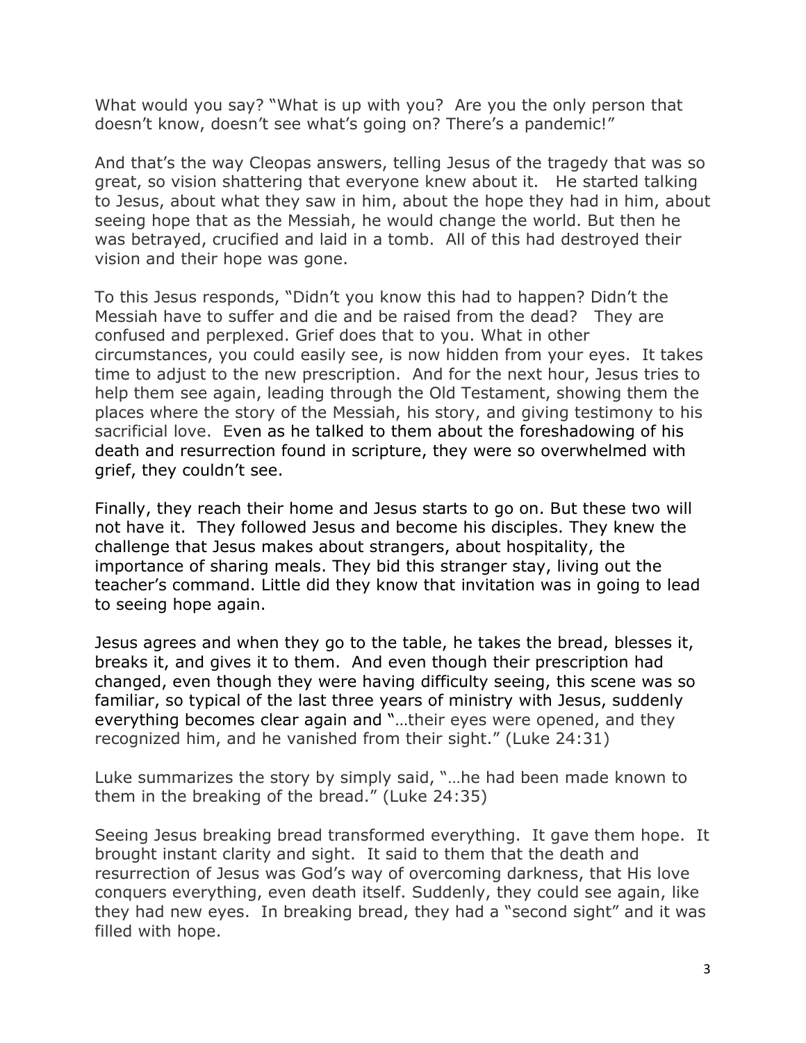What would you say? "What is up with you? Are you the only person that doesn't know, doesn't see what's going on? There's a pandemic!"

And that's the way Cleopas answers, telling Jesus of the tragedy that was so great, so vision shattering that everyone knew about it. He started talking to Jesus, about what they saw in him, about the hope they had in him, about seeing hope that as the Messiah, he would change the world. But then he was betrayed, crucified and laid in a tomb. All of this had destroyed their vision and their hope was gone.

To this Jesus responds, "Didn't you know this had to happen? Didn't the Messiah have to suffer and die and be raised from the dead? They are confused and perplexed. Grief does that to you. What in other circumstances, you could easily see, is now hidden from your eyes. It takes time to adjust to the new prescription. And for the next hour, Jesus tries to help them see again, leading through the Old Testament, showing them the places where the story of the Messiah, his story, and giving testimony to his sacrificial love. Even as he talked to them about the foreshadowing of his death and resurrection found in scripture, they were so overwhelmed with grief, they couldn't see.

Finally, they reach their home and Jesus starts to go on. But these two will not have it. They followed Jesus and become his disciples. They knew the challenge that Jesus makes about strangers, about hospitality, the importance of sharing meals. They bid this stranger stay, living out the teacher's command. Little did they know that invitation was in going to lead to seeing hope again.

Jesus agrees and when they go to the table, he takes the bread, blesses it, breaks it, and gives it to them. And even though their prescription had changed, even though they were having difficulty seeing, this scene was so familiar, so typical of the last three years of ministry with Jesus, suddenly everything becomes clear again and "…their eyes were opened, and they recognized him, and he vanished from their sight." (Luke 24:31)

Luke summarizes the story by simply said, "…he had been made known to them in the breaking of the bread." (Luke 24:35)

Seeing Jesus breaking bread transformed everything. It gave them hope. It brought instant clarity and sight. It said to them that the death and resurrection of Jesus was God's way of overcoming darkness, that His love conquers everything, even death itself. Suddenly, they could see again, like they had new eyes. In breaking bread, they had a "second sight" and it was filled with hope.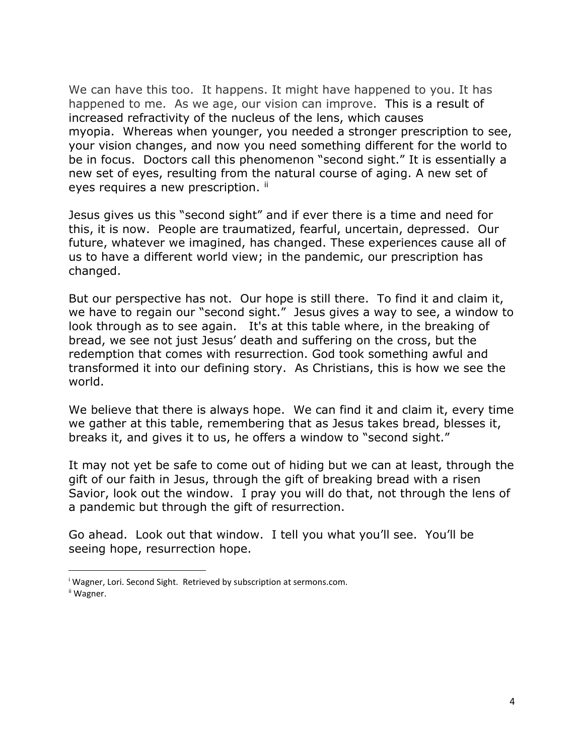We can have this too. It happens. It might have happened to you. It has happened to me. As we age, our vision can improve. This is a result of increased refractivity of the nucleus of the lens, which causes myopia. Whereas when younger, you needed a stronger prescription to see, your vision changes, and now you need something different for the world to be in focus. Doctors call this phenomenon "second sight." It is essentially a new set of eyes, resulting from the natural course of aging. A new set of eyes requires a new prescription. [ii]

Jesus gives us this "second sight" and if ever there is a time and need for this, it is now. People are traumatized, fearful, uncertain, depressed. Our future, whatever we imagined, has changed. These experiences cause all of us to have a different world view; in the pandemic, our prescription has changed.

But our perspective has not. Our hope is still there. To find it and claim it, we have to regain our "second sight." Jesus gives a way to see, a window to look through as to see again. It's at this table where, in the breaking of bread, we see not just Jesus' death and suffering on the cross, but the redemption that comes with resurrection. God took something awful and transformed it into our defining story. As Christians, this is how we see the world.

We believe that there is always hope. We can find it and claim it, every time we gather at this table, remembering that as Jesus takes bread, blesses it, breaks it, and gives it to us, he offers a window to "second sight."

It may not yet be safe to come out of hiding but we can at least, through the gift of our faith in Jesus, through the gift of breaking bread with a risen Savior, look out the window. I pray you will do that, not through the lens of a pandemic but through the gift of resurrection.

Go ahead. Look out that window. I tell you what you'll see. You'll be seeing hope, resurrection hope.

---

[i] Wagner, Lori. Second Sight. Retrieved by subscription at sermons.com.

[ii] Wagner.